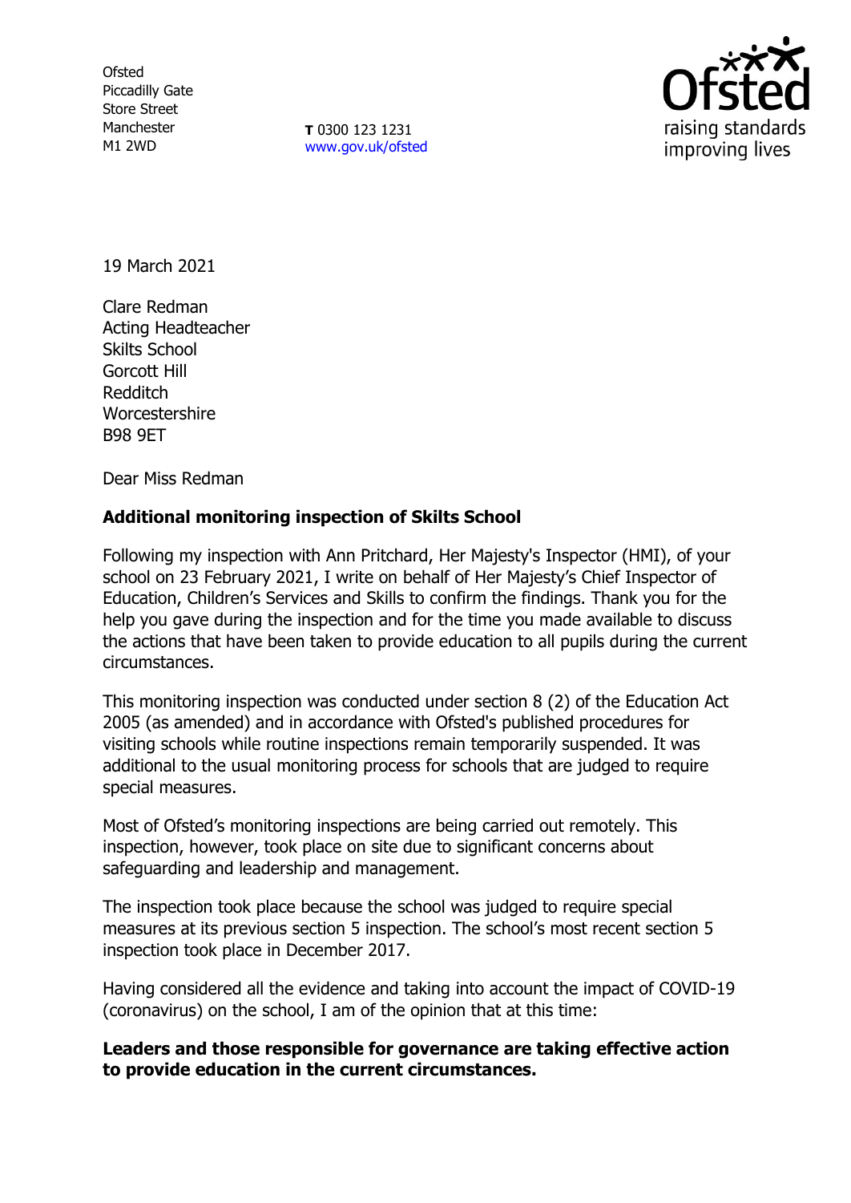Ofsted
Piccadilly Gate
Store Street
Manchester
M1 2WD

**T** 0300 123 1231
www.gov.uk/ofsted

19 March 2021

Clare Redman
Acting Headteacher
Skilts School
Gorcott Hill
Redditch
Worcestershire
B98 9ET

Dear Miss Redman

**Additional monitoring inspection of Skilts School**

Following my inspection with Ann Pritchard, Her Majesty's Inspector (HMI), of your school on 23 February 2021, I write on behalf of Her Majesty's Chief Inspector of Education, Children's Services and Skills to confirm the findings. Thank you for the help you gave during the inspection and for the time you made available to discuss the actions that have been taken to provide education to all pupils during the current circumstances.

This monitoring inspection was conducted under section 8 (2) of the Education Act 2005 (as amended) and in accordance with Ofsted's published procedures for visiting schools while routine inspections remain temporarily suspended. It was additional to the usual monitoring process for schools that are judged to require special measures.

Most of Ofsted's monitoring inspections are being carried out remotely. This inspection, however, took place on site due to significant concerns about safeguarding and leadership and management.

The inspection took place because the school was judged to require special measures at its previous section 5 inspection. The school's most recent section 5 inspection took place in December 2017.

Having considered all the evidence and taking into account the impact of COVID-19 (coronavirus) on the school, I am of the opinion that at this time:

**Leaders and those responsible for governance are taking effective action to provide education in the current circumstances.**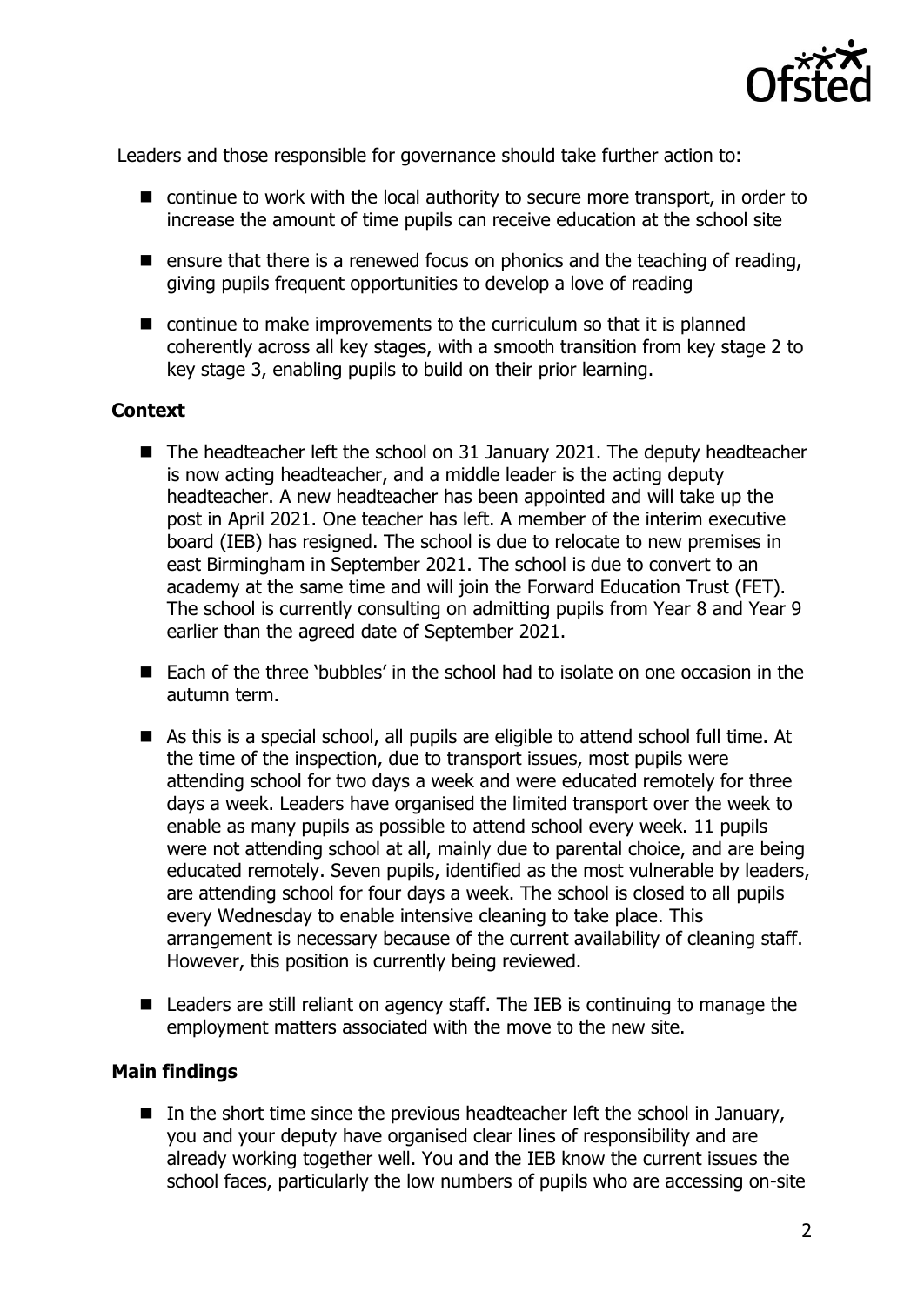Leaders and those responsible for governance should take further action to:

- continue to work with the local authority to secure more transport, in order to increase the amount of time pupils can receive education at the school site
- ensure that there is a renewed focus on phonics and the teaching of reading, giving pupils frequent opportunities to develop a love of reading
- continue to make improvements to the curriculum so that it is planned coherently across all key stages, with a smooth transition from key stage 2 to key stage 3, enabling pupils to build on their prior learning.

## Context

- The headteacher left the school on 31 January 2021. The deputy headteacher is now acting headteacher, and a middle leader is the acting deputy headteacher. A new headteacher has been appointed and will take up the post in April 2021. One teacher has left. A member of the interim executive board (IEB) has resigned. The school is due to relocate to new premises in east Birmingham in September 2021. The school is due to convert to an academy at the same time and will join the Forward Education Trust (FET). The school is currently consulting on admitting pupils from Year 8 and Year 9 earlier than the agreed date of September 2021.
- Each of the three 'bubbles' in the school had to isolate on one occasion in the autumn term.
- As this is a special school, all pupils are eligible to attend school full time. At the time of the inspection, due to transport issues, most pupils were attending school for two days a week and were educated remotely for three days a week. Leaders have organised the limited transport over the week to enable as many pupils as possible to attend school every week. 11 pupils were not attending school at all, mainly due to parental choice, and are being educated remotely. Seven pupils, identified as the most vulnerable by leaders, are attending school for four days a week. The school is closed to all pupils every Wednesday to enable intensive cleaning to take place. This arrangement is necessary because of the current availability of cleaning staff. However, this position is currently being reviewed.
- Leaders are still reliant on agency staff. The IEB is continuing to manage the employment matters associated with the move to the new site.

## Main findings

- In the short time since the previous headteacher left the school in January, you and your deputy have organised clear lines of responsibility and are already working together well. You and the IEB know the current issues the school faces, particularly the low numbers of pupils who are accessing on-site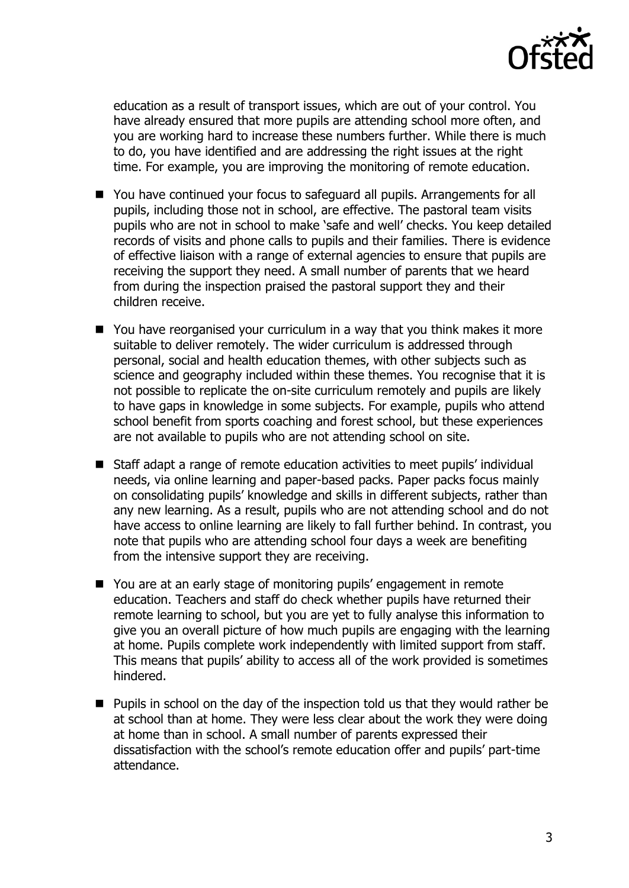education as a result of transport issues, which are out of your control. You have already ensured that more pupils are attending school more often, and you are working hard to increase these numbers further. While there is much to do, you have identified and are addressing the right issues at the right time. For example, you are improving the monitoring of remote education.

- You have continued your focus to safeguard all pupils. Arrangements for all pupils, including those not in school, are effective. The pastoral team visits pupils who are not in school to make 'safe and well' checks. You keep detailed records of visits and phone calls to pupils and their families. There is evidence of effective liaison with a range of external agencies to ensure that pupils are receiving the support they need. A small number of parents that we heard from during the inspection praised the pastoral support they and their children receive.

- You have reorganised your curriculum in a way that you think makes it more suitable to deliver remotely. The wider curriculum is addressed through personal, social and health education themes, with other subjects such as science and geography included within these themes. You recognise that it is not possible to replicate the on-site curriculum remotely and pupils are likely to have gaps in knowledge in some subjects. For example, pupils who attend school benefit from sports coaching and forest school, but these experiences are not available to pupils who are not attending school on site.

- Staff adapt a range of remote education activities to meet pupils' individual needs, via online learning and paper-based packs. Paper packs focus mainly on consolidating pupils' knowledge and skills in different subjects, rather than any new learning. As a result, pupils who are not attending school and do not have access to online learning are likely to fall further behind. In contrast, you note that pupils who are attending school four days a week are benefiting from the intensive support they are receiving.

- You are at an early stage of monitoring pupils' engagement in remote education. Teachers and staff do check whether pupils have returned their remote learning to school, but you are yet to fully analyse this information to give you an overall picture of how much pupils are engaging with the learning at home. Pupils complete work independently with limited support from staff. This means that pupils' ability to access all of the work provided is sometimes hindered.

- Pupils in school on the day of the inspection told us that they would rather be at school than at home. They were less clear about the work they were doing at home than in school. A small number of parents expressed their dissatisfaction with the school's remote education offer and pupils' part-time attendance.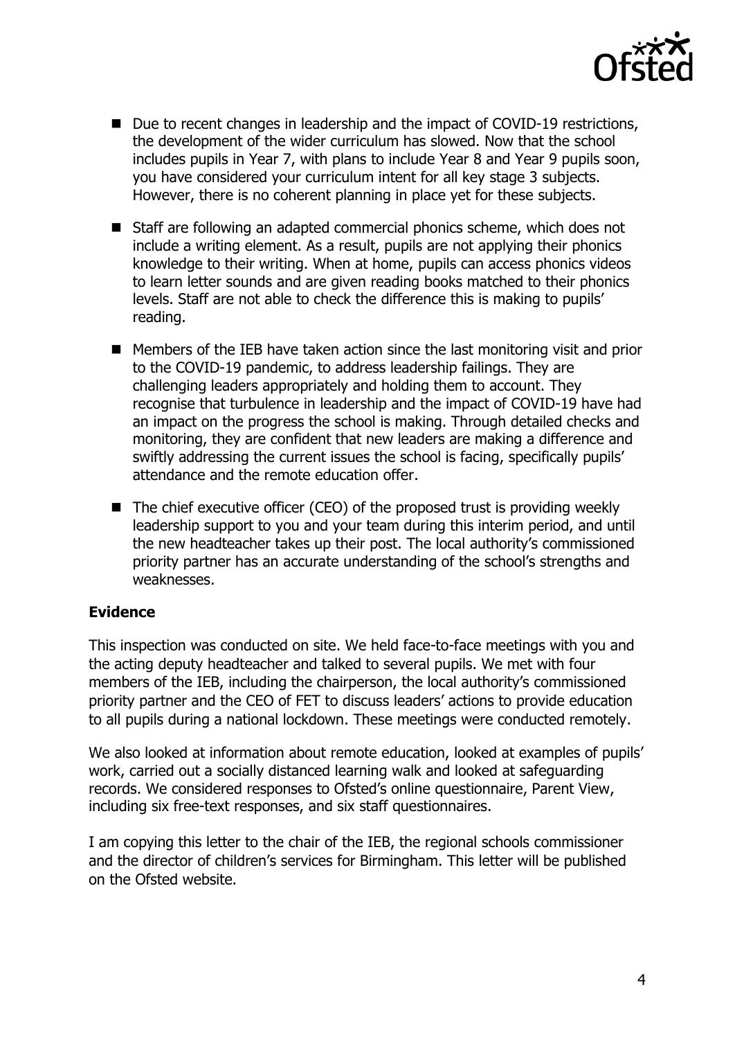- Due to recent changes in leadership and the impact of COVID-19 restrictions, the development of the wider curriculum has slowed. Now that the school includes pupils in Year 7, with plans to include Year 8 and Year 9 pupils soon, you have considered your curriculum intent for all key stage 3 subjects. However, there is no coherent planning in place yet for these subjects.
- Staff are following an adapted commercial phonics scheme, which does not include a writing element. As a result, pupils are not applying their phonics knowledge to their writing. When at home, pupils can access phonics videos to learn letter sounds and are given reading books matched to their phonics levels. Staff are not able to check the difference this is making to pupils' reading.
- Members of the IEB have taken action since the last monitoring visit and prior to the COVID-19 pandemic, to address leadership failings. They are challenging leaders appropriately and holding them to account. They recognise that turbulence in leadership and the impact of COVID-19 have had an impact on the progress the school is making. Through detailed checks and monitoring, they are confident that new leaders are making a difference and swiftly addressing the current issues the school is facing, specifically pupils' attendance and the remote education offer.
- The chief executive officer (CEO) of the proposed trust is providing weekly leadership support to you and your team during this interim period, and until the new headteacher takes up their post. The local authority's commissioned priority partner has an accurate understanding of the school's strengths and weaknesses.

**Evidence**

This inspection was conducted on site. We held face-to-face meetings with you and the acting deputy headteacher and talked to several pupils. We met with four members of the IEB, including the chairperson, the local authority's commissioned priority partner and the CEO of FET to discuss leaders' actions to provide education to all pupils during a national lockdown. These meetings were conducted remotely.

We also looked at information about remote education, looked at examples of pupils' work, carried out a socially distanced learning walk and looked at safeguarding records. We considered responses to Ofsted's online questionnaire, Parent View, including six free-text responses, and six staff questionnaires.

I am copying this letter to the chair of the IEB, the regional schools commissioner and the director of children's services for Birmingham. This letter will be published on the Ofsted website.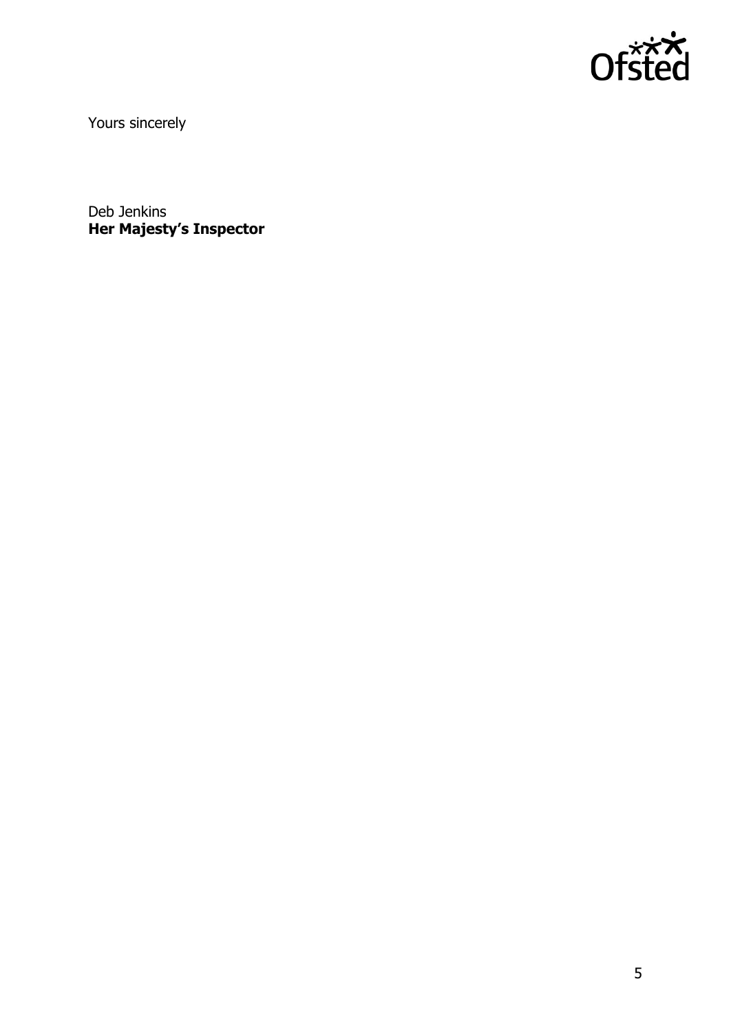Yours sincerely

Deb Jenkins
**Her Majesty's Inspector**